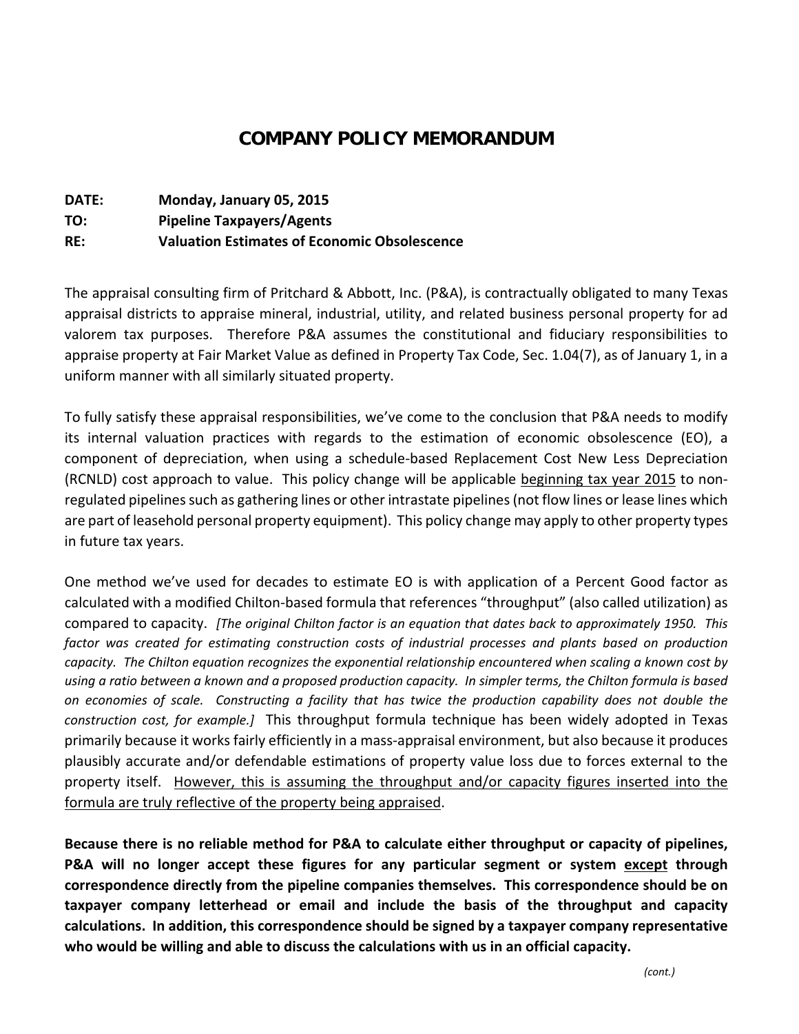# COMPANY POLICY MEMORANDUM

**DATE:** Monday, January 05, 2015
**TO:** Pipeline Taxpayers/Agents
**RE:** Valuation Estimates of Economic Obsolescence

The appraisal consulting firm of Pritchard & Abbott, Inc. (P&A), is contractually obligated to many Texas appraisal districts to appraise mineral, industrial, utility, and related business personal property for ad valorem tax purposes. Therefore P&A assumes the constitutional and fiduciary responsibilities to appraise property at Fair Market Value as defined in Property Tax Code, Sec. 1.04(7), as of January 1, in a uniform manner with all similarly situated property.

To fully satisfy these appraisal responsibilities, we've come to the conclusion that P&A needs to modify its internal valuation practices with regards to the estimation of economic obsolescence (EO), a component of depreciation, when using a schedule-based Replacement Cost New Less Depreciation (RCNLD) cost approach to value. This policy change will be applicable <u>beginning tax year 2015</u> to non-regulated pipelines such as gathering lines or other intrastate pipelines (not flow lines or lease lines which are part of leasehold personal property equipment). This policy change may apply to other property types in future tax years.

One method we've used for decades to estimate EO is with application of a Percent Good factor as calculated with a modified Chilton-based formula that references "throughput" (also called utilization) as compared to capacity. *[The original Chilton factor is an equation that dates back to approximately 1950. This factor was created for estimating construction costs of industrial processes and plants based on production capacity. The Chilton equation recognizes the exponential relationship encountered when scaling a known cost by using a ratio between a known and a proposed production capacity. In simpler terms, the Chilton formula is based on economies of scale. Constructing a facility that has twice the production capability does not double the construction cost, for example.]* This throughput formula technique has been widely adopted in Texas primarily because it works fairly efficiently in a mass-appraisal environment, but also because it produces plausibly accurate and/or defendable estimations of property value loss due to forces external to the property itself. <u>However, this is assuming the throughput and/or capacity figures inserted into the formula are truly reflective of the property being appraised</u>.

**Because there is no reliable method for P&A to calculate either throughput or capacity of pipelines, P&A will no longer accept these figures for any particular segment or system <u>except</u> through correspondence directly from the pipeline companies themselves. This correspondence should be on taxpayer company letterhead or email and include the basis of the throughput and capacity calculations. In addition, this correspondence should be signed by a taxpayer company representative who would be willing and able to discuss the calculations with us in an official capacity.**

*(cont.)*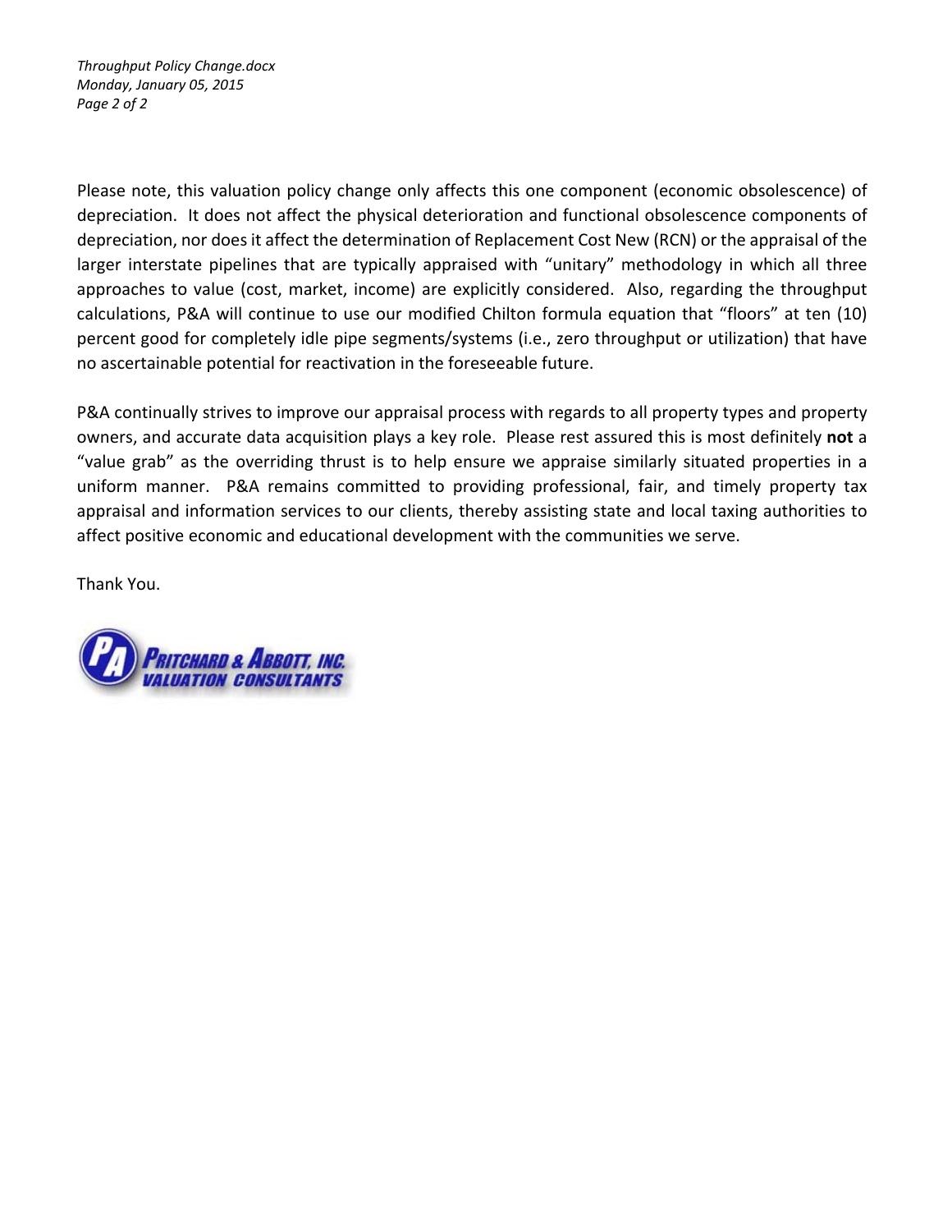Please note, this valuation policy change only affects this one component (economic obsolescence) of depreciation. It does not affect the physical deterioration and functional obsolescence components of depreciation, nor does it affect the determination of Replacement Cost New (RCN) or the appraisal of the larger interstate pipelines that are typically appraised with "unitary" methodology in which all three approaches to value (cost, market, income) are explicitly considered. Also, regarding the throughput calculations, P&A will continue to use our modified Chilton formula equation that "floors" at ten (10) percent good for completely idle pipe segments/systems (i.e., zero throughput or utilization) that have no ascertainable potential for reactivation in the foreseeable future.

P&A continually strives to improve our appraisal process with regards to all property types and property owners, and accurate data acquisition plays a key role. Please rest assured this is most definitely **not** a "value grab" as the overriding thrust is to help ensure we appraise similarly situated properties in a uniform manner. P&A remains committed to providing professional, fair, and timely property tax appraisal and information services to our clients, thereby assisting state and local taxing authorities to affect positive economic and educational development with the communities we serve.

Thank You.

PRITCHARD & ABBOTT, INC.
VALUATION CONSULTANTS